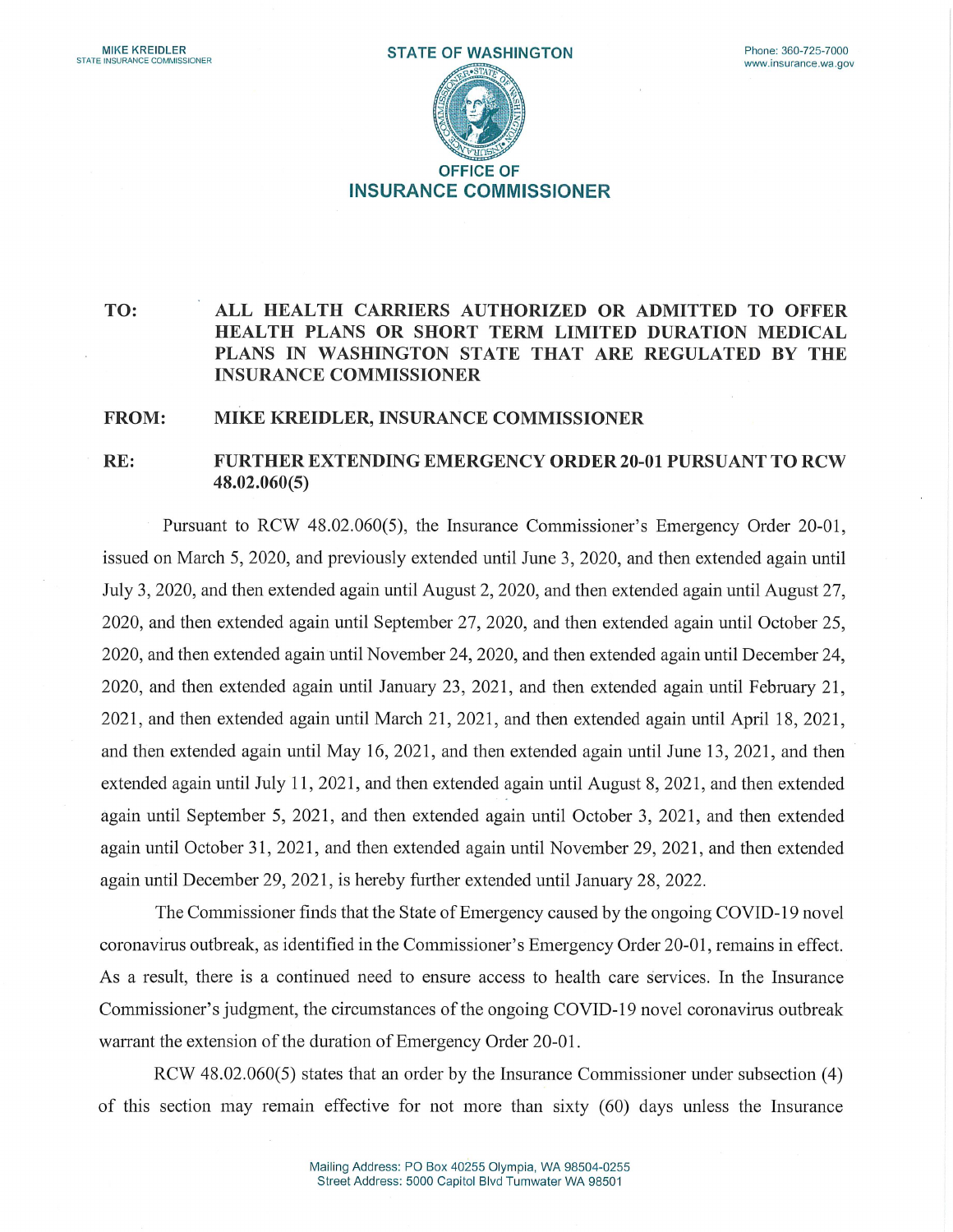MIKE KREIDLER
STATE INSURANCE COMMISSIONER

**STATE OF WASHINGTON**

Phone: 360-725-7000
www.insurance.wa.gov

**OFFICE OF**
**INSURANCE COMMISSIONER**

**TO:** **ALL HEALTH CARRIERS AUTHORIZED OR ADMITTED TO OFFER HEALTH PLANS OR SHORT TERM LIMITED DURATION MEDICAL PLANS IN WASHINGTON STATE THAT ARE REGULATED BY THE INSURANCE COMMISSIONER**

**FROM:** **MIKE KREIDLER, INSURANCE COMMISSIONER**

**RE:** **FURTHER EXTENDING EMERGENCY ORDER 20-01 PURSUANT TO RCW 48.02.060(5)**

Pursuant to RCW 48.02.060(5), the Insurance Commissioner's Emergency Order 20-01, issued on March 5, 2020, and previously extended until June 3, 2020, and then extended again until July 3, 2020, and then extended again until August 2, 2020, and then extended again until August 27, 2020, and then extended again until September 27, 2020, and then extended again until October 25, 2020, and then extended again until November 24, 2020, and then extended again until December 24, 2020, and then extended again until January 23, 2021, and then extended again until February 21, 2021, and then extended again until March 21, 2021, and then extended again until April 18, 2021, and then extended again until May 16, 2021, and then extended again until June 13, 2021, and then extended again until July 11, 2021, and then extended again until August 8, 2021, and then extended again until September 5, 2021, and then extended again until October 3, 2021, and then extended again until October 31, 2021, and then extended again until November 29, 2021, and then extended again until December 29, 2021, is hereby further extended until January 28, 2022.

The Commissioner finds that the State of Emergency caused by the ongoing COVID-19 novel coronavirus outbreak, as identified in the Commissioner's Emergency Order 20-01, remains in effect. As a result, there is a continued need to ensure access to health care services. In the Insurance Commissioner's judgment, the circumstances of the ongoing COVID-19 novel coronavirus outbreak warrant the extension of the duration of Emergency Order 20-01.

RCW 48.02.060(5) states that an order by the Insurance Commissioner under subsection (4) of this section may remain effective for not more than sixty (60) days unless the Insurance

Mailing Address: PO Box 40255 Olympia, WA 98504-0255
Street Address: 5000 Capitol Blvd Tumwater WA 98501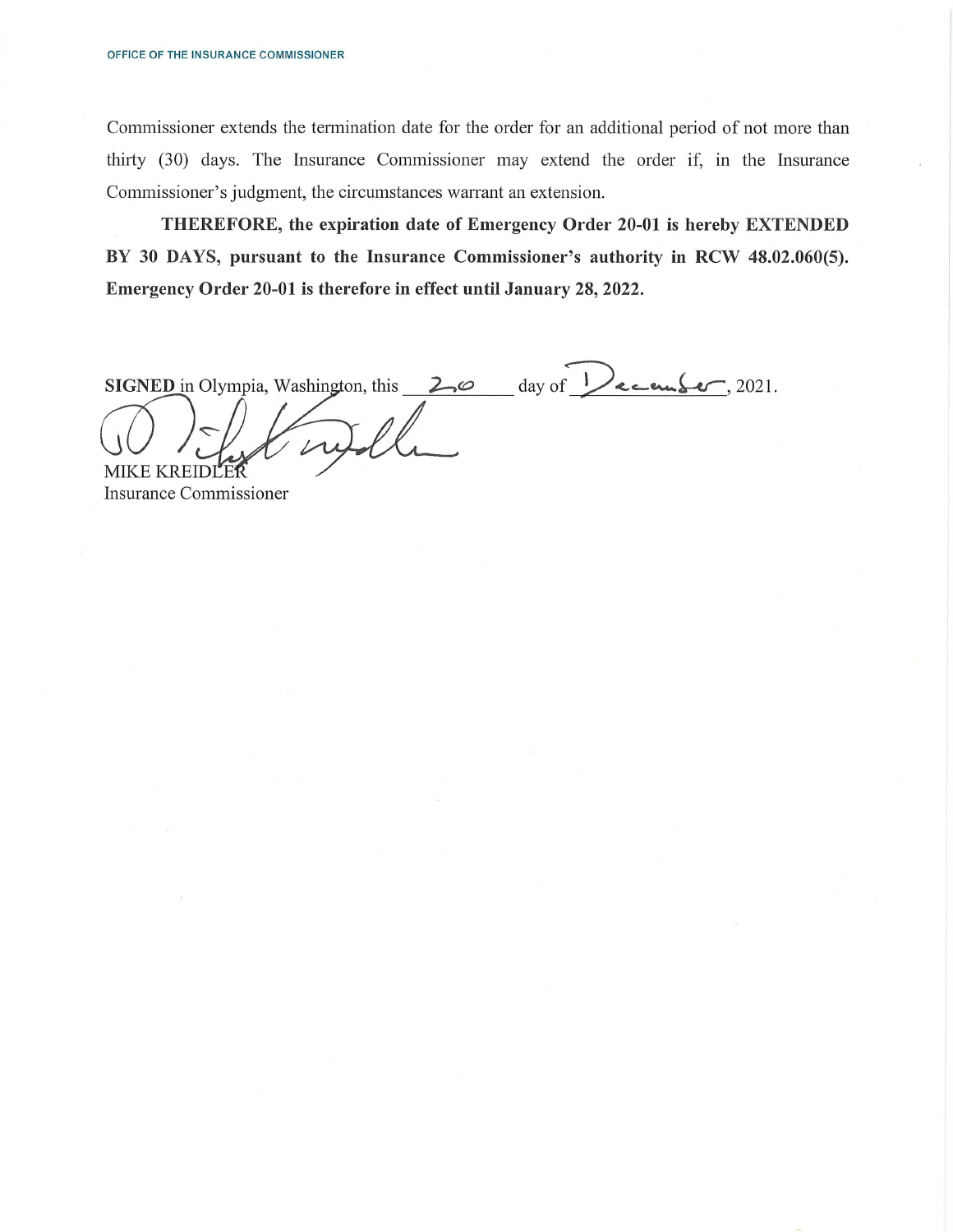Commissioner extends the termination date for the order for an additional period of not more than thirty (30) days. The Insurance Commissioner may extend the order if, in the Insurance Commissioner's judgment, the circumstances warrant an extension.

**THEREFORE, the expiration date of Emergency Order 20-01 is hereby EXTENDED BY 30 DAYS, pursuant to the Insurance Commissioner's authority in RCW 48.02.060(5). Emergency Order 20-01 is therefore in effect until January 28, 2022.**

**SIGNED** in Olympia, Washington, this 20 day of December, 2021.

MIKE KREIDLER
Insurance Commissioner